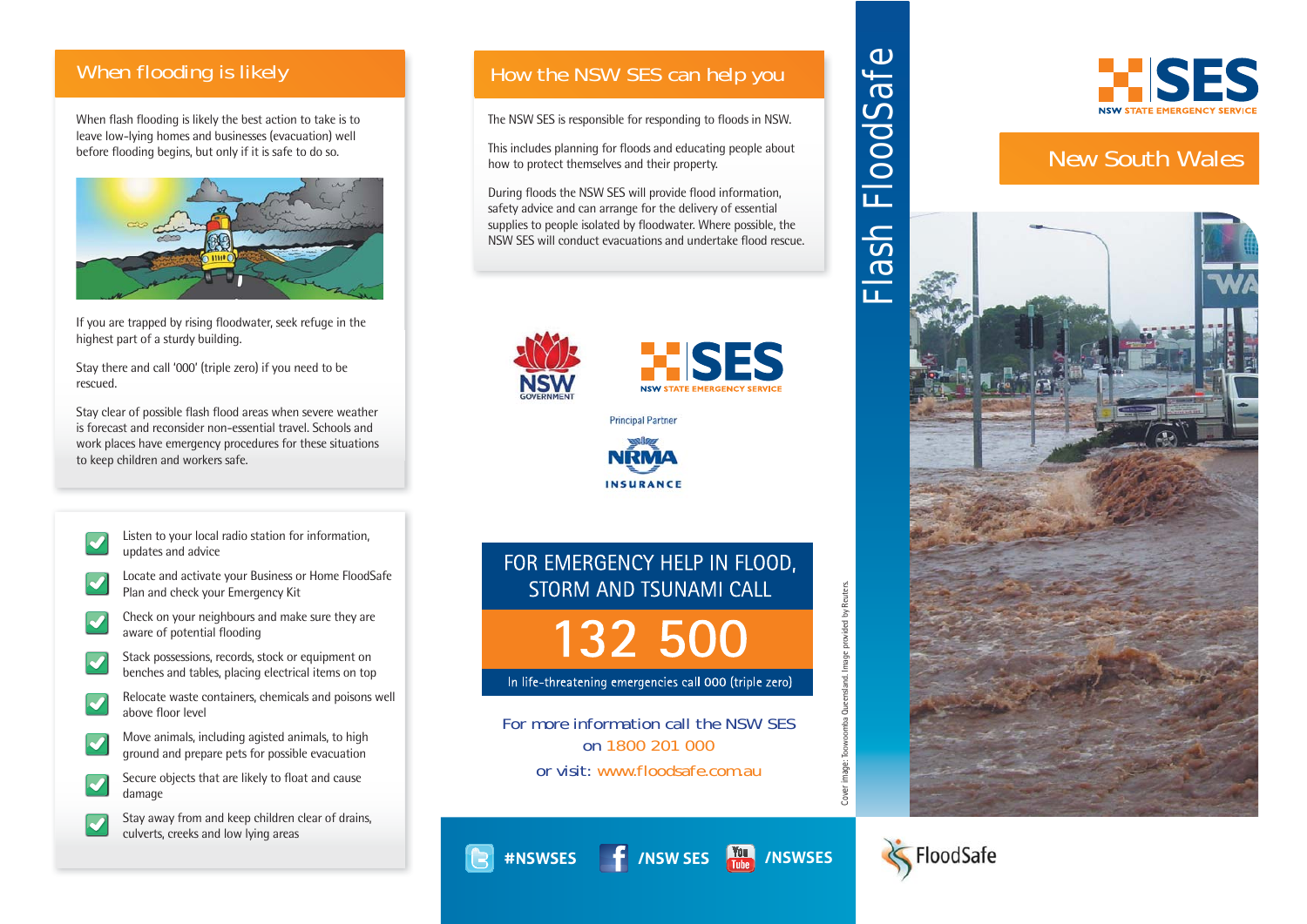## When flooding is likely

When flash flooding is likely the best action to take is to leave low-lying homes and businesses (evacuation) well before flooding begins, but only if it is safe to do so.

If you are trapped by rising floodwater, seek refuge in the highest part of a sturdy building.

Stay there and call '000' (triple zero) if you need to be rescued.

Stay clear of possible flash flood areas when severe weather is forecast and reconsider non-essential travel. Schools and work places have emergency procedures for these situations to keep children and workers safe.

- Listen to your local radio station for information, updates and advice
- Locate and activate your Business or Home FloodSafe Plan and check your Emergency Kit
- Check on your neighbours and make sure they are aware of potential flooding
- Stack possessions, records, stock or equipment on benches and tables, placing electrical items on top
- Relocate waste containers, chemicals and poisons well above floor level
- Move animals, including agisted animals, to high ground and prepare pets for possible evacuation
- Secure objects that are likely to float and cause damage
- Stay away from and keep children clear of drains, culverts, creeks and low lying areas

## How the NSW SES can help you

The NSW SES is responsible for responding to floods in NSW.

This includes planning for floods and educating people about how to protect themselves and their property.

During floods the NSW SES will provide flood information, safety advice and can arrange for the delivery of essential supplies to people isolated by floodwater. Where possible, the NSW SES will conduct evacuations and undertake flood rescue.

NSW GOVERNMENT

SES NSW STATE EMERGENCY SERVICE

Principal Partner

NRMA INSURANCE

**FOR EMERGENCY HELP IN FLOOD, STORM AND TSUNAMI CALL**

# 132 500

In life-threatening emergencies call 000 (triple zero)

For more information call the NSW SES on 1800 201 000

or visit: www.floodsafe.com.au

#NSWSES /NSW SES /NSWSES

Cover image: Toowoomba Queensland. Image provided by Reuters.

# Flash FloodSafe

SES NSW STATE EMERGENCY SERVICE

## New South Wales

FloodSafe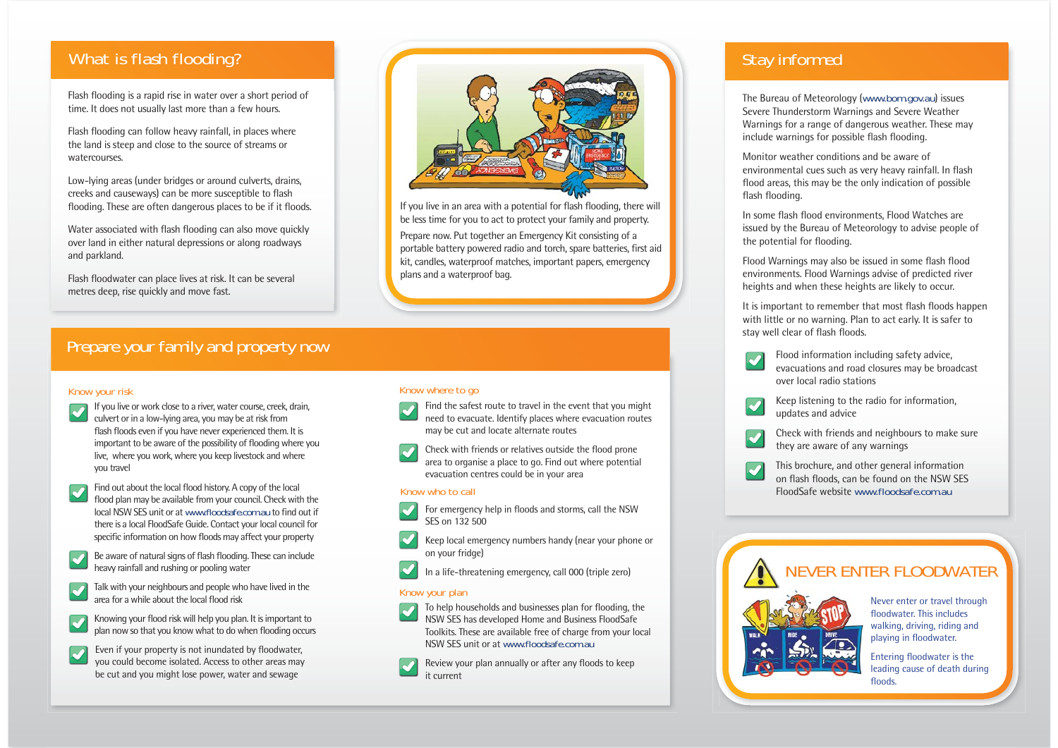## What is flash flooding?

Flash flooding is a rapid rise in water over a short period of time. It does not usually last more than a few hours.

Flash flooding can follow heavy rainfall, in places where the land is steep and close to the source of streams or watercourses.

Low-lying areas (under bridges or around culverts, drains, creeks and causeways) can be more susceptible to flash flooding. These are often dangerous places to be if it floods.

Water associated with flash flooding can also move quickly over land in either natural depressions or along roadways and parkland.

Flash floodwater can place lives at risk. It can be several metres deep, rise quickly and move fast.

If you live in an area with a potential for flash flooding, there will be less time for you to act to protect your family and property.

Prepare now. Put together an Emergency Kit consisting of a portable battery powered radio and torch, spare batteries, first aid kit, candles, waterproof matches, important papers, emergency plans and a waterproof bag.

## Prepare your family and property now

### Know your risk

- If you live or work close to a river, water course, creek, drain, culvert or in a low-lying area, you may be at risk from flash floods even if you have never experienced them. It is important to be aware of the possibility of flooding where you live, where you work, where you keep livestock and where you travel
- Find out about the local flood history. A copy of the local flood plan may be available from your council. Check with the local NSW SES unit or at www.floodsafe.com.au to find out if there is a local FloodSafe Guide. Contact your local council for specific information on how floods may affect your property
- Be aware of natural signs of flash flooding. These can include heavy rainfall and rushing or pooling water
- Talk with your neighbours and people who have lived in the area for a while about the local flood risk
- Knowing your flood risk will help you plan. It is important to plan now so that you know what to do when flooding occurs
- Even if your property is not inundated by floodwater, you could become isolated. Access to other areas may be cut and you might lose power, water and sewage

### Know where to go

- Find the safest route to travel in the event that you might need to evacuate. Identify places where evacuation routes may be cut and locate alternate routes
- Check with friends or relatives outside the flood prone area to organise a place to go. Find out where potential evacuation centres could be in your area

### Know who to call

- For emergency help in floods and storms, call the NSW SES on 132 500
- Keep local emergency numbers handy (near your phone or on your fridge)
- In a life-threatening emergency, call 000 (triple zero)

### Know your plan

- To help households and businesses plan for flooding, the NSW SES has developed Home and Business FloodSafe Toolkits. These are available free of charge from your local NSW SES unit or at www.floodsafe.com.au
- Review your plan annually or after any floods to keep it current

## Stay informed

The Bureau of Meteorology (www.bom.gov.au) issues Severe Thunderstorm Warnings and Severe Weather Warnings for a range of dangerous weather. These may include warnings for possible flash flooding.

Monitor weather conditions and be aware of environmental cues such as very heavy rainfall. In flash flood areas, this may be the only indication of possible flash flooding.

In some flash flood environments, Flood Watches are issued by the Bureau of Meteorology to advise people of the potential for flooding.

Flood Warnings may also be issued in some flash flood environments. Flood Warnings advise of predicted river heights and when these heights are likely to occur.

It is important to remember that most flash floods happen with little or no warning. Plan to act early. It is safer to stay well clear of flash floods.

- Flood information including safety advice, evacuations and road closures may be broadcast over local radio stations
- Keep listening to the radio for information, updates and advice
- Check with friends and neighbours to make sure they are aware of any warnings
- This brochure, and other general information on flash floods, can be found on the NSW SES FloodSafe website www.floodsafe.com.au

## NEVER ENTER FLOODWATER

Never enter or travel through floodwater. This includes walking, driving, riding and playing in floodwater.

Entering floodwater is the leading cause of death during floods.